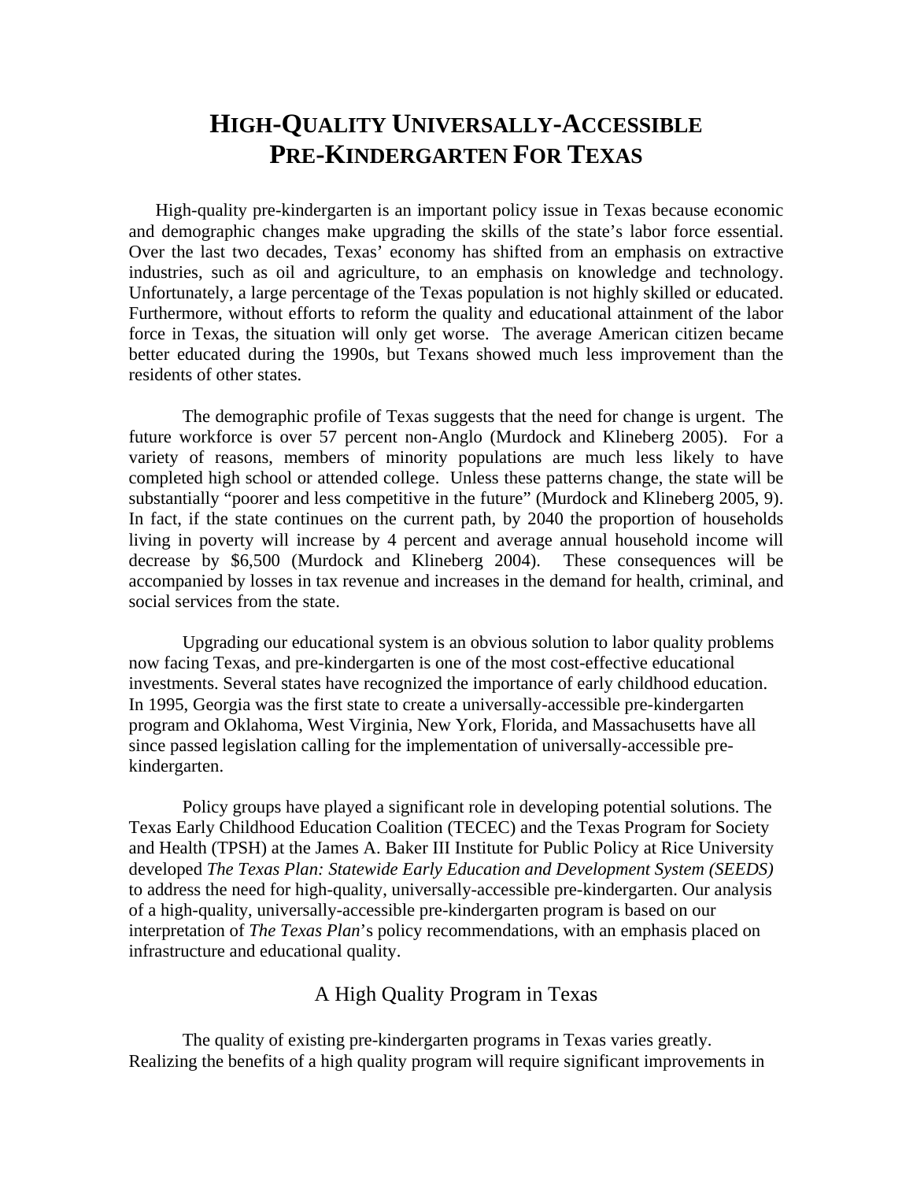# HIGH-QUALITY UNIVERSALLY-ACCESSIBLE PRE-KINDERGARTEN FOR TEXAS

High-quality pre-kindergarten is an important policy issue in Texas because economic and demographic changes make upgrading the skills of the state's labor force essential. Over the last two decades, Texas' economy has shifted from an emphasis on extractive industries, such as oil and agriculture, to an emphasis on knowledge and technology. Unfortunately, a large percentage of the Texas population is not highly skilled or educated. Furthermore, without efforts to reform the quality and educational attainment of the labor force in Texas, the situation will only get worse. The average American citizen became better educated during the 1990s, but Texans showed much less improvement than the residents of other states.

The demographic profile of Texas suggests that the need for change is urgent. The future workforce is over 57 percent non-Anglo (Murdock and Klineberg 2005). For a variety of reasons, members of minority populations are much less likely to have completed high school or attended college. Unless these patterns change, the state will be substantially "poorer and less competitive in the future" (Murdock and Klineberg 2005, 9). In fact, if the state continues on the current path, by 2040 the proportion of households living in poverty will increase by 4 percent and average annual household income will decrease by $6,500 (Murdock and Klineberg 2004). These consequences will be accompanied by losses in tax revenue and increases in the demand for health, criminal, and social services from the state.

Upgrading our educational system is an obvious solution to labor quality problems now facing Texas, and pre-kindergarten is one of the most cost-effective educational investments. Several states have recognized the importance of early childhood education. In 1995, Georgia was the first state to create a universally-accessible pre-kindergarten program and Oklahoma, West Virginia, New York, Florida, and Massachusetts have all since passed legislation calling for the implementation of universally-accessible pre-kindergarten.

Policy groups have played a significant role in developing potential solutions. The Texas Early Childhood Education Coalition (TECEC) and the Texas Program for Society and Health (TPSH) at the James A. Baker III Institute for Public Policy at Rice University developed *The Texas Plan: Statewide Early Education and Development System (SEEDS)* to address the need for high-quality, universally-accessible pre-kindergarten. Our analysis of a high-quality, universally-accessible pre-kindergarten program is based on our interpretation of *The Texas Plan*'s policy recommendations, with an emphasis placed on infrastructure and educational quality.

## A High Quality Program in Texas

The quality of existing pre-kindergarten programs in Texas varies greatly. Realizing the benefits of a high quality program will require significant improvements in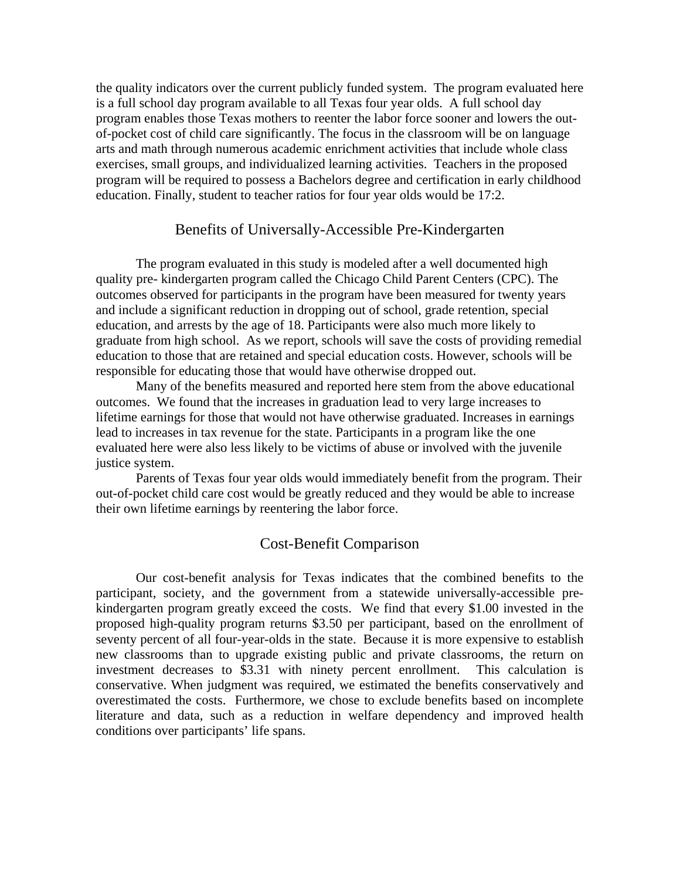the quality indicators over the current publicly funded system. The program evaluated here is a full school day program available to all Texas four year olds. A full school day program enables those Texas mothers to reenter the labor force sooner and lowers the out-of-pocket cost of child care significantly. The focus in the classroom will be on language arts and math through numerous academic enrichment activities that include whole class exercises, small groups, and individualized learning activities. Teachers in the proposed program will be required to possess a Bachelors degree and certification in early childhood education. Finally, student to teacher ratios for four year olds would be 17:2.

## Benefits of Universally-Accessible Pre-Kindergarten

The program evaluated in this study is modeled after a well documented high quality pre- kindergarten program called the Chicago Child Parent Centers (CPC). The outcomes observed for participants in the program have been measured for twenty years and include a significant reduction in dropping out of school, grade retention, special education, and arrests by the age of 18. Participants were also much more likely to graduate from high school. As we report, schools will save the costs of providing remedial education to those that are retained and special education costs. However, schools will be responsible for educating those that would have otherwise dropped out.

Many of the benefits measured and reported here stem from the above educational outcomes. We found that the increases in graduation lead to very large increases to lifetime earnings for those that would not have otherwise graduated. Increases in earnings lead to increases in tax revenue for the state. Participants in a program like the one evaluated here were also less likely to be victims of abuse or involved with the juvenile justice system.

Parents of Texas four year olds would immediately benefit from the program. Their out-of-pocket child care cost would be greatly reduced and they would be able to increase their own lifetime earnings by reentering the labor force.

## Cost-Benefit Comparison

Our cost-benefit analysis for Texas indicates that the combined benefits to the participant, society, and the government from a statewide universally-accessible pre-kindergarten program greatly exceed the costs. We find that every $1.00 invested in the proposed high-quality program returns $3.50 per participant, based on the enrollment of seventy percent of all four-year-olds in the state. Because it is more expensive to establish new classrooms than to upgrade existing public and private classrooms, the return on investment decreases to $3.31 with ninety percent enrollment. This calculation is conservative. When judgment was required, we estimated the benefits conservatively and overestimated the costs. Furthermore, we chose to exclude benefits based on incomplete literature and data, such as a reduction in welfare dependency and improved health conditions over participants' life spans.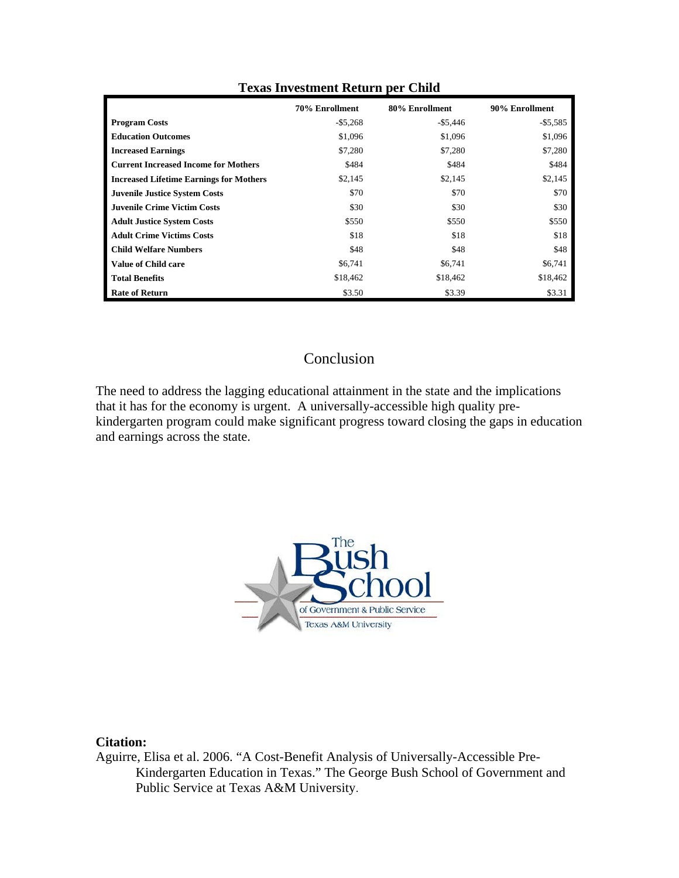**Texas Investment Return per Child**

| | 70% Enrollment | 80% Enrollment | 90% Enrollment |
|---|---|---|---|
| **Program Costs** | -$5,268 | -$5,446 | -$5,585 |
| **Education Outcomes** | $1,096 | $1,096 | $1,096 |
| **Increased Earnings** | $7,280 | $7,280 | $7,280 |
| **Current Increased Income for Mothers** | $484 | $484 | $484 |
| **Increased Lifetime Earnings for Mothers** | $2,145 | $2,145 | $2,145 |
| **Juvenile Justice System Costs** | $70 | $70 | $70 |
| **Juvenile Crime Victim Costs** | $30 | $30 | $30 |
| **Adult Justice System Costs** | $550 | $550 | $550 |
| **Adult Crime Victims Costs** | $18 | $18 | $18 |
| **Child Welfare Numbers** | $48 | $48 | $48 |
| **Value of Child care** | $6,741 | $6,741 | $6,741 |
| **Total Benefits** | $18,462 | $18,462 | $18,462 |
| **Rate of Return** | $3.50 | $3.39 | $3.31 |

## Conclusion

The need to address the lagging educational attainment in the state and the implications that it has for the economy is urgent. A universally-accessible high quality pre-kindergarten program could make significant progress toward closing the gaps in education and earnings across the state.

The Bush School of Government & Public Service
Texas A&M University

**Citation:**

Aguirre, Elisa et al. 2006. "A Cost-Benefit Analysis of Universally-Accessible Pre-Kindergarten Education in Texas." The George Bush School of Government and Public Service at Texas A&M University.